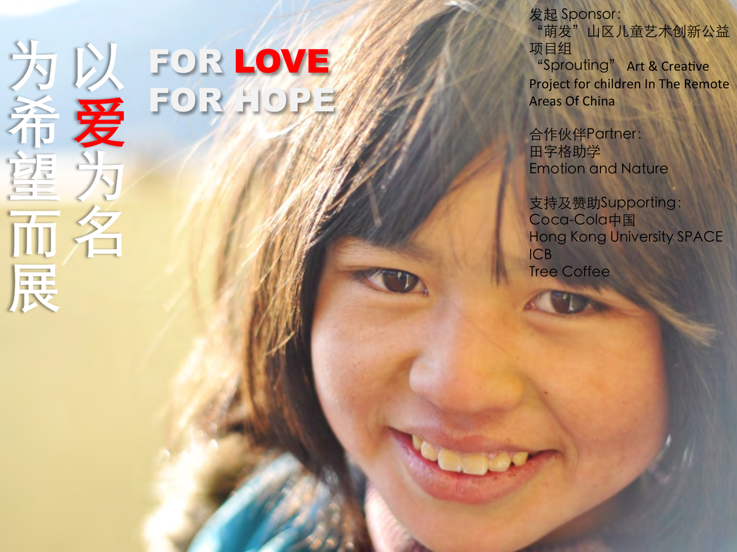# 以爱为名 为希望而展

# FOR LOVE FOR HOPE

发起 Sponsor:
"萌发"山区儿童艺术创新公益项目组
"Sprouting" Art & Creative Project for children In The Remote Areas Of China

合作伙伴Partner:
田字格助学
Emotion and Nature

支持及赞助Supporting:
Coca-Cola中国
Hong Kong University SPACE
ICB
Tree Coffee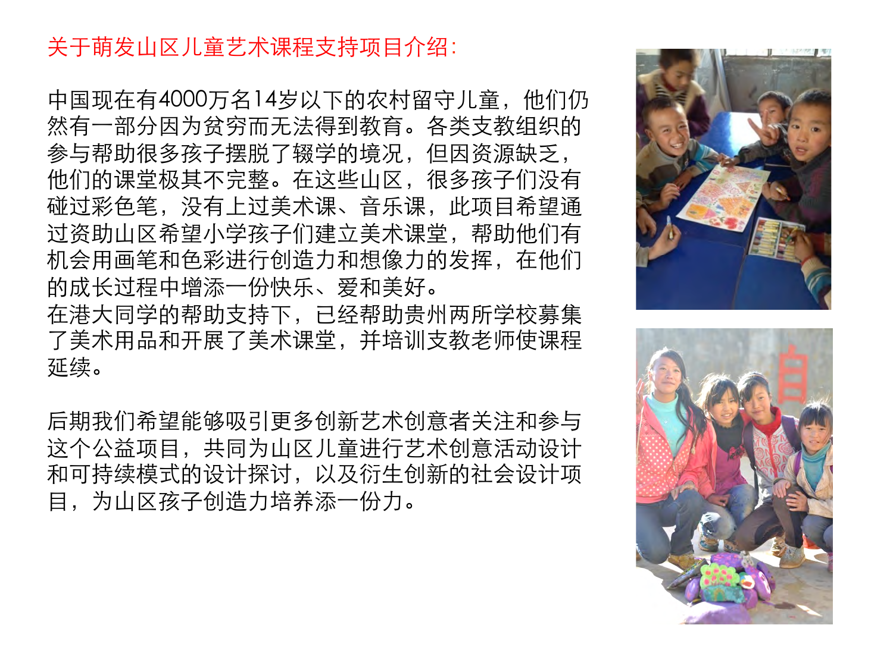## 关于萌发山区儿童艺术课程支持项目介绍：

中国现在有4000万名14岁以下的农村留守儿童，他们仍然有一部分因为贫穷而无法得到教育。各类支教组织的参与帮助很多孩子摆脱了辍学的境况，但因资源缺乏，他们的课堂极其不完整。在这些山区，很多孩子们没有碰过彩色笔，没有上过美术课、音乐课，此项目希望通过资助山区希望小学孩子们建立美术课堂，帮助他们有机会用画笔和色彩进行创造力和想像力的发挥，在他们的成长过程中增添一份快乐、爱和美好。
在港大同学的帮助支持下，已经帮助贵州两所学校募集了美术用品和开展了美术课堂，并培训支教老师使课程延续。

后期我们希望能够吸引更多创新艺术创意者关注和参与这个公益项目，共同为山区儿童进行艺术创意活动设计和可持续模式的设计探讨，以及衍生创新的社会设计项目，为山区孩子创造力培养添一份力。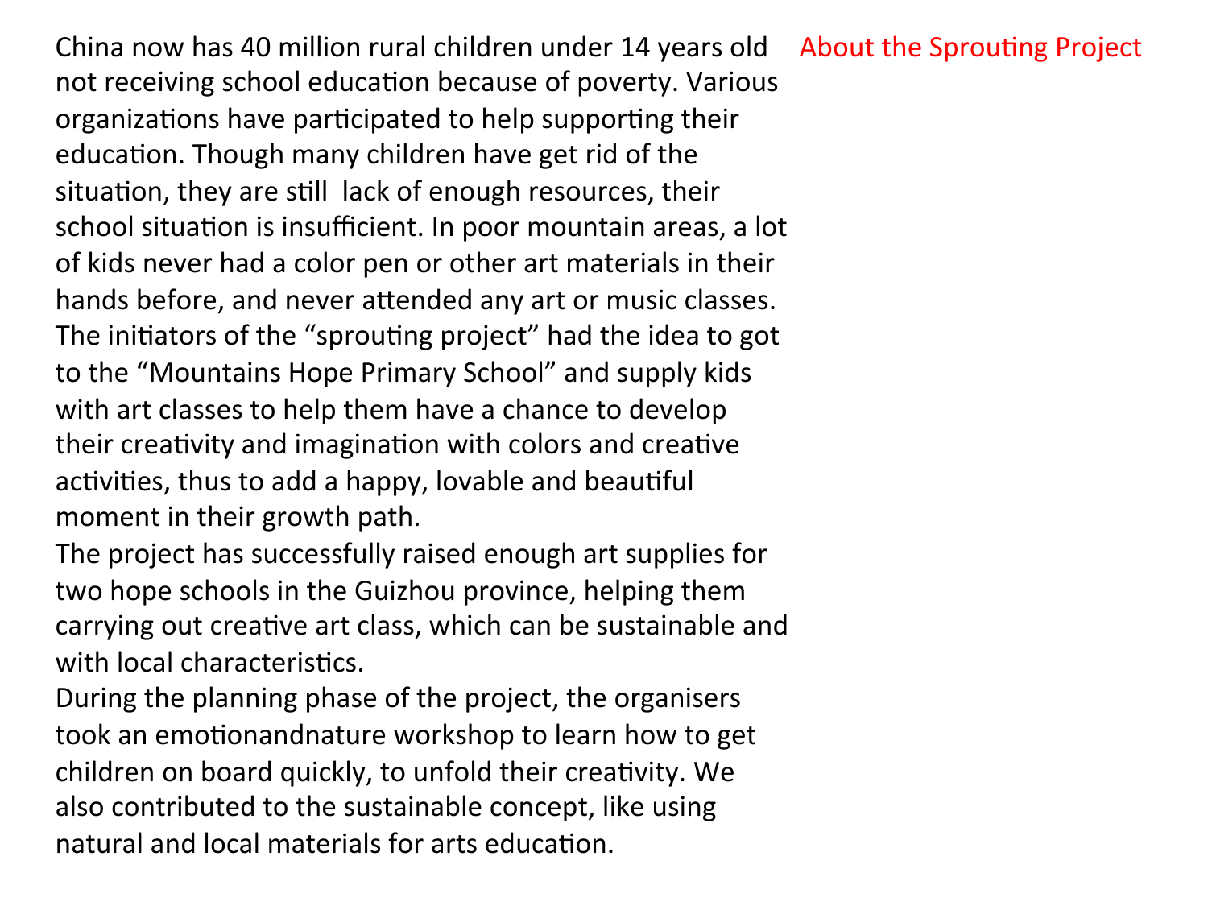## About the Sprouting Project

China now has 40 million rural children under 14 years old not receiving school education because of poverty. Various organizations have participated to help supporting their education. Though many children have get rid of the situation, they are still lack of enough resources, their school situation is insufficient. In poor mountain areas, a lot of kids never had a color pen or other art materials in their hands before, and never attended any art or music classes. The initiators of the "sprouting project" had the idea to got to the "Mountains Hope Primary School" and supply kids with art classes to help them have a chance to develop their creativity and imagination with colors and creative activities, thus to add a happy, lovable and beautiful moment in their growth path.

The project has successfully raised enough art supplies for two hope schools in the Guizhou province, helping them carrying out creative art class, which can be sustainable and with local characteristics.

During the planning phase of the project, the organisers took an emotionandnature workshop to learn how to get children on board quickly, to unfold their creativity. We also contributed to the sustainable concept, like using natural and local materials for arts education.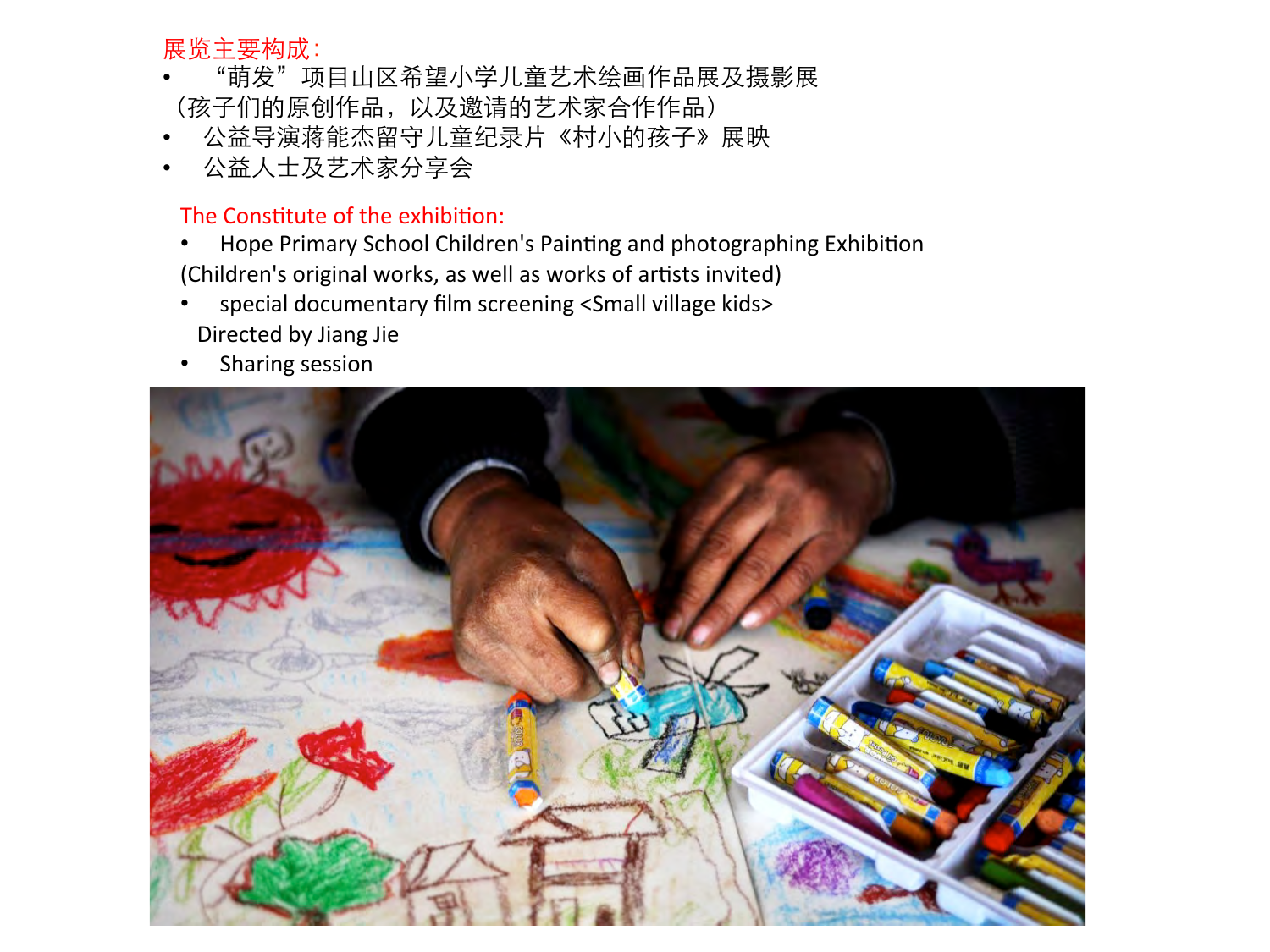展览主要构成：

- “萌发”项目山区希望小学儿童艺术绘画作品展及摄影展
（孩子们的原创作品，以及邀请的艺术家合作作品）
- 公益导演蒋能杰留守儿童纪录片《村小的孩子》展映
- 公益人士及艺术家分享会

The Constitute of the exhibition:

- Hope Primary School Children's Painting and photographing Exhibition
(Children's original works, as well as works of artists invited)
- special documentary film screening <Small village kids>
Directed by Jiang Jie
- Sharing session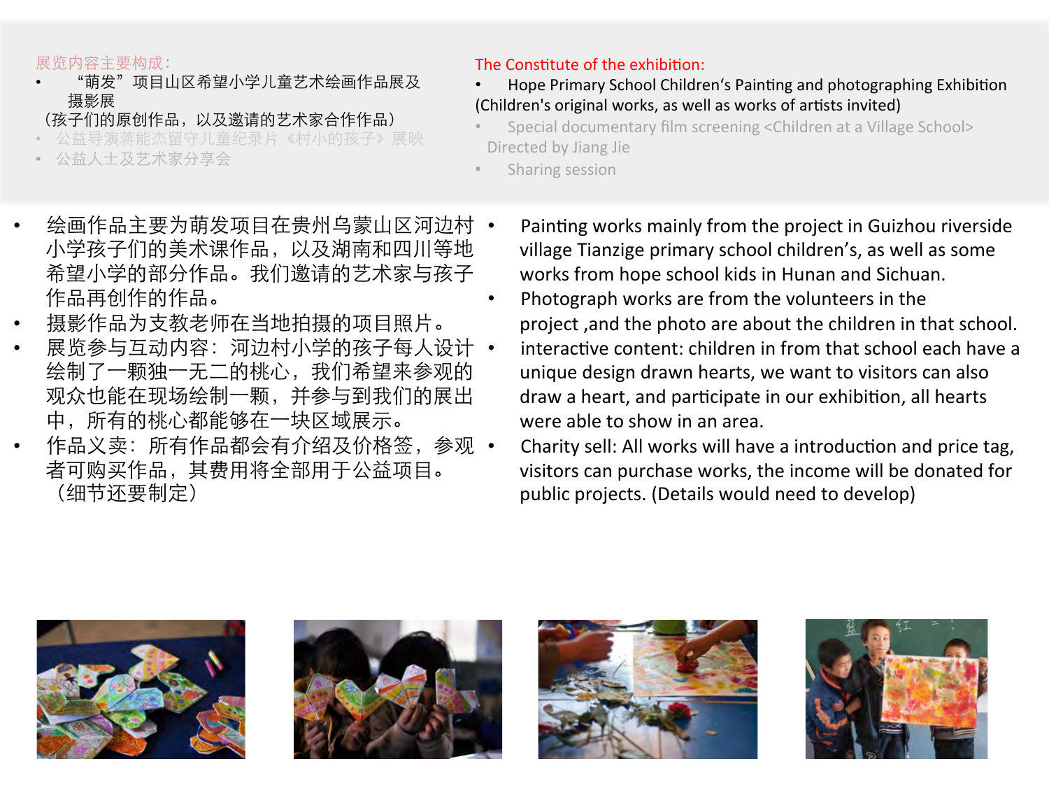展览内容主要构成:

- “萌发”项目山区希望小学儿童艺术绘画作品展及摄影展
（孩子们的原创作品，以及邀请的艺术家合作作品）
- 公益导演蒋能杰留守儿童纪录片《村小的孩子》展映
- 公益人士及艺术家分享会

The Constitute of the exhibition:

- Hope Primary School Children's Painting and photographing Exhibition
(Children's original works, as well as works of artists invited)
- Special documentary film screening <Children at a Village School>
Directed by Jiang Jie
- Sharing session

- 绘画作品主要为萌发项目在贵州乌蒙山区河边村小学孩子们的美术课作品，以及湖南和四川等地希望小学的部分作品。我们邀请的艺术家与孩子作品再创作的作品。
- 摄影作品为支教老师在当地拍摄的项目照片。
- 展览参与互动内容：河边村小学的孩子每人设计绘制了一颗独一无二的桃心，我们希望来参观的观众也能在现场绘制一颗，并参与到我们的展出中，所有的桃心都能够在一块区域展示。
- 作品义卖：所有作品都会有介绍及价格签，参观者可购买作品，其费用将全部用于公益项目。（细节还要制定）

- Painting works mainly from the project in Guizhou riverside village Tianzige primary school children's, as well as some works from hope school kids in Hunan and Sichuan.
- Photograph works are from the volunteers in the project ,and the photo are about the children in that school.
- interactive content: children in from that school each have a unique design drawn hearts, we want to visitors can also draw a heart, and participate in our exhibition, all hearts were able to show in an area.
- Charity sell: All works will have a introduction and price tag, visitors can purchase works, the income will be donated for public projects. (Details would need to develop)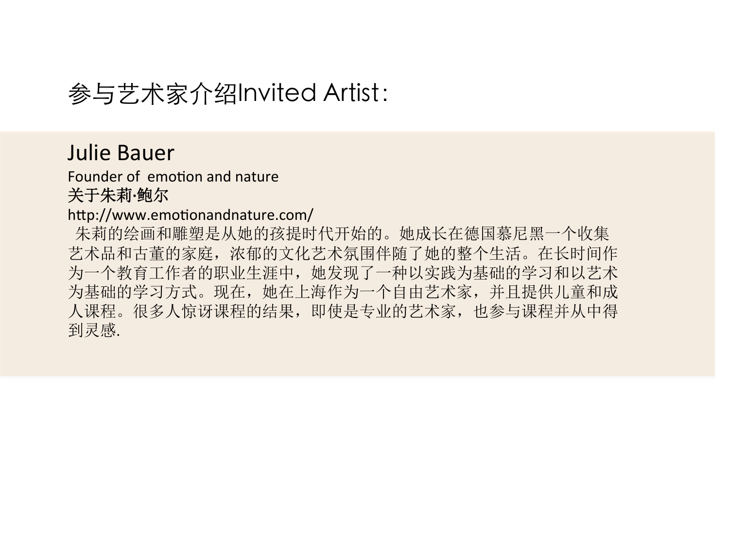# 参与艺术家介绍Invited Artist：

## Julie Bauer

Founder of  emotion and nature

**关于朱莉·鲍尔**

http://www.emotionandnature.com/

朱莉的绘画和雕塑是从她的孩提时代开始的。她成长在德国慕尼黑一个收集艺术品和古董的家庭，浓郁的文化艺术氛围伴随了她的整个生活。在长时间作为一个教育工作者的职业生涯中，她发现了一种以实践为基础的学习和以艺术为基础的学习方式。现在，她在上海作为一个自由艺术家，并且提供儿童和成人课程。很多人惊讶课程的结果，即使是专业的艺术家，也参与课程并从中得到灵感.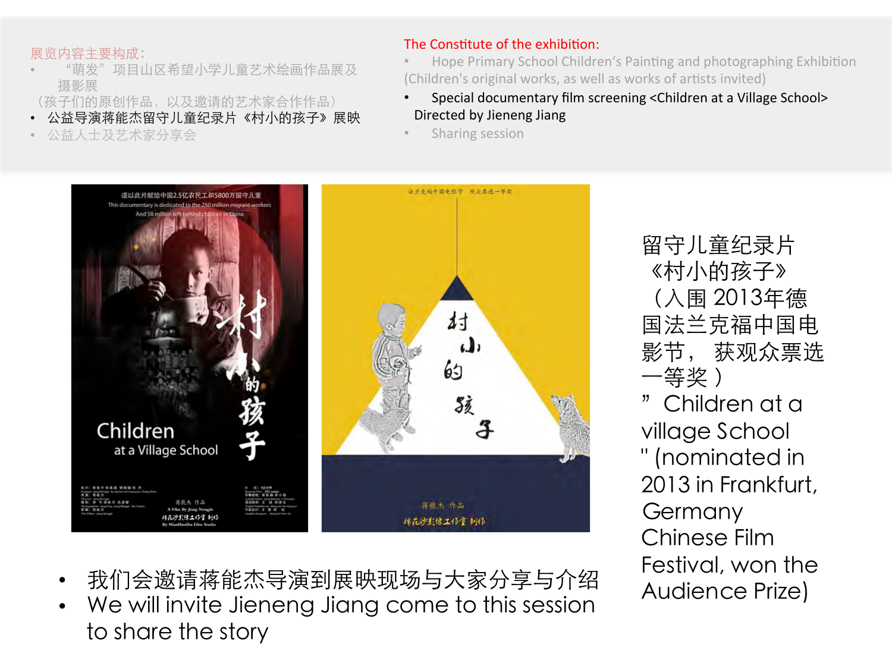展览内容主要构成：

- "萌发"项目山区希望小学儿童艺术绘画作品展及摄影展
（孩子们的原创作品，以及邀请的艺术家合作作品）
- 公益导演蒋能杰留守儿童纪录片《村小的孩子》展映
- 公益人士及艺术家分享会

The Constitute of the exhibition:

- Hope Primary School Children's Painting and photographing Exhibition
(Children's original works, as well as works of artists invited)
- Special documentary film screening <Children at a Village School> Directed by Jieneng Jiang
- Sharing session

留守儿童纪录片《村小的孩子》（入围 2013年德国法兰克福中国电影节， 获观众票选一等奖）

" Children at a village School " (nominated in 2013 in Frankfurt, Germany Chinese Film Festival, won the Audience Prize)

- 我们会邀请蒋能杰导演到展映现场与大家分享与介绍
- We will invite Jieneng Jiang come to this session to share the story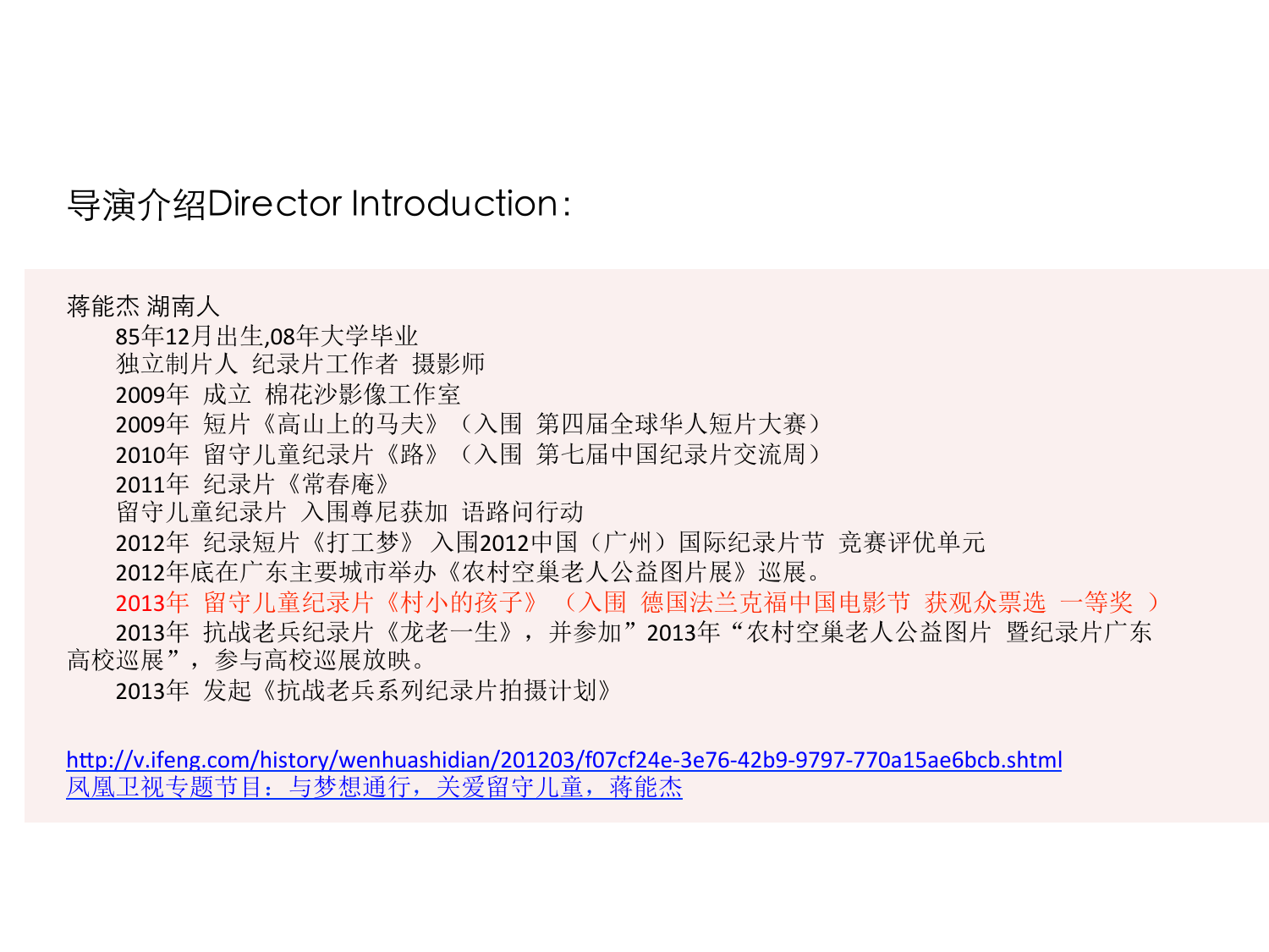# 导演介绍Director Introduction：

蒋能杰 湖南人

85年12月出生,08年大学毕业

独立制片人 纪录片工作者 摄影师

2009年 成立 棉花沙影像工作室

2009年 短片《高山上的马夫》（入围 第四届全球华人短片大赛）

2010年 留守儿童纪录片《路》（入围 第七届中国纪录片交流周）

2011年 纪录片《常春庵》

留守儿童纪录片 入围尊尼获加 语路问行动

2012年 纪录短片《打工梦》 入围2012中国（广州）国际纪录片节 竞赛评优单元

2012年底在广东主要城市举办《农村空巢老人公益图片展》巡展。

2013年 留守儿童纪录片《村小的孩子》 （入围 德国法兰克福中国电影节 获观众票选 一等奖 ）

2013年 抗战老兵纪录片《龙老一生》，并参加”2013年“农村空巢老人公益图片 暨纪录片广东高校巡展”，参与高校巡展放映。

2013年 发起《抗战老兵系列纪录片拍摄计划》

http://v.ifeng.com/history/wenhuashidian/201203/f07cf24e-3e76-42b9-9797-770a15ae6bcb.shtml

凤凰卫视专题节目：与梦想通行，关爱留守儿童，蒋能杰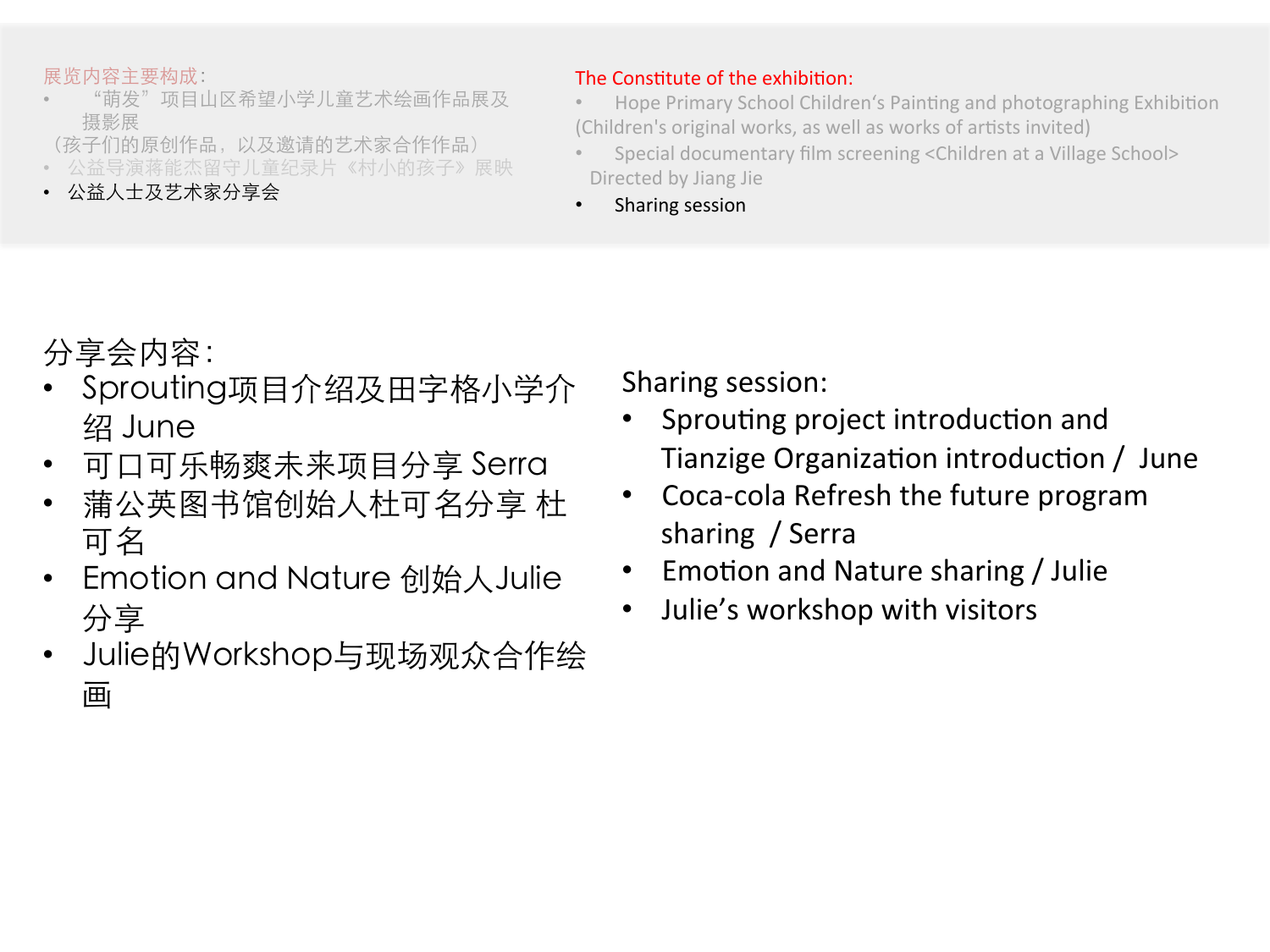展览内容主要构成：

- “萌发”项目山区希望小学儿童艺术绘画作品展及摄影展
（孩子们的原创作品，以及邀请的艺术家合作作品）
- 公益导演蒋能杰留守儿童纪录片《村小的孩子》展映
- 公益人士及艺术家分享会

The Constitute of the exhibition:

- Hope Primary School Children's Painting and photographing Exhibition
(Children's original works, as well as works of artists invited)
- Special documentary film screening <Children at a Village School>
Directed by Jiang Jie
- Sharing session

分享会内容：

- Sprouting项目介绍及田字格小学介绍 June
- 可口可乐畅爽未来项目分享 Serra
- 蒲公英图书馆创始人杜可名分享 杜可名
- Emotion and Nature 创始人Julie分享
- Julie的Workshop与现场观众合作绘画

Sharing session:

- Sprouting project introduction and Tianzige Organization introduction / June
- Coca-cola Refresh the future program sharing / Serra
- Emotion and Nature sharing / Julie
- Julie's workshop with visitors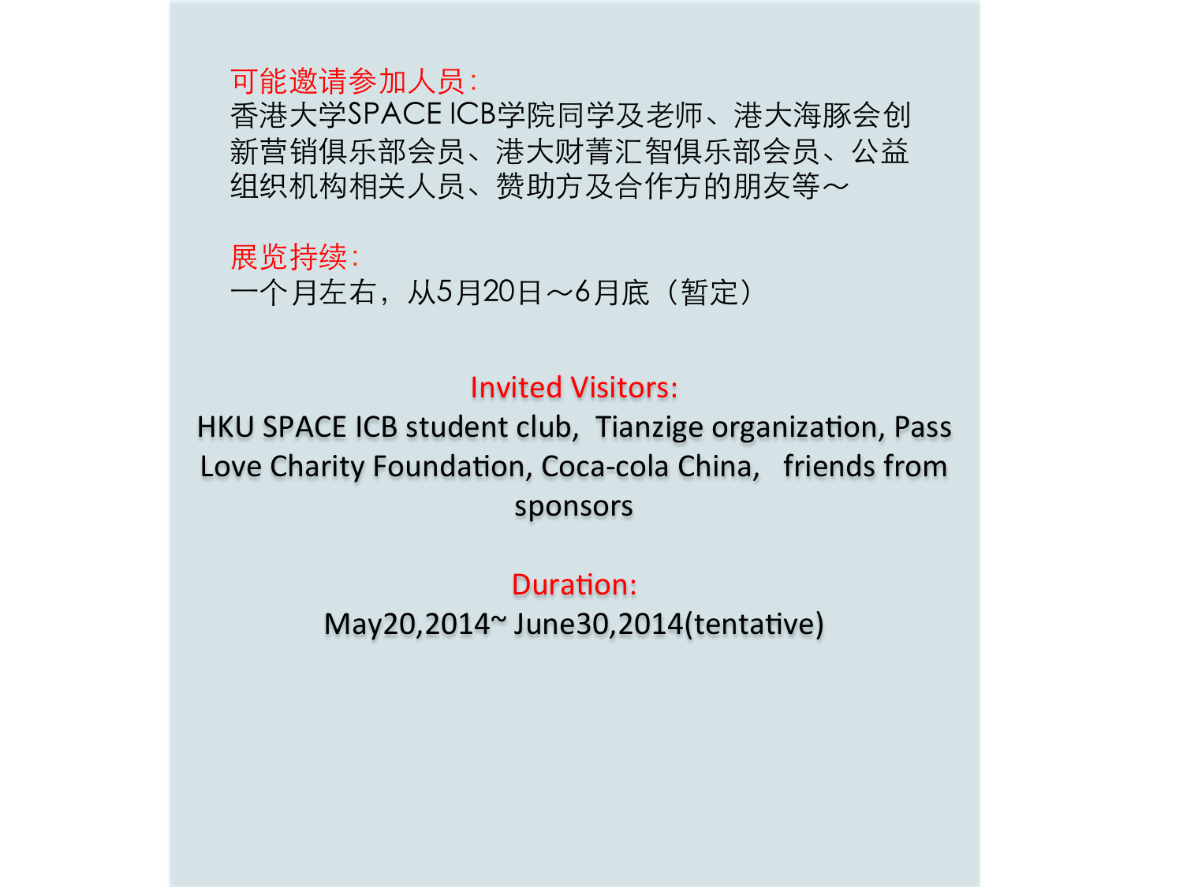**可能邀请参加人员：**

香港大学SPACE ICB学院同学及老师、港大海豚会创新营销俱乐部会员、港大财菁汇智俱乐部会员、公益组织机构相关人员、赞助方及合作方的朋友等～

**展览持续：**

一个月左右，从5月20日～6月底（暂定）

**Invited Visitors:**

HKU SPACE ICB student club, Tianzige organization, Pass Love Charity Foundation, Coca-cola China, friends from sponsors

**Duration:**

May20,2014~ June30,2014(tentative)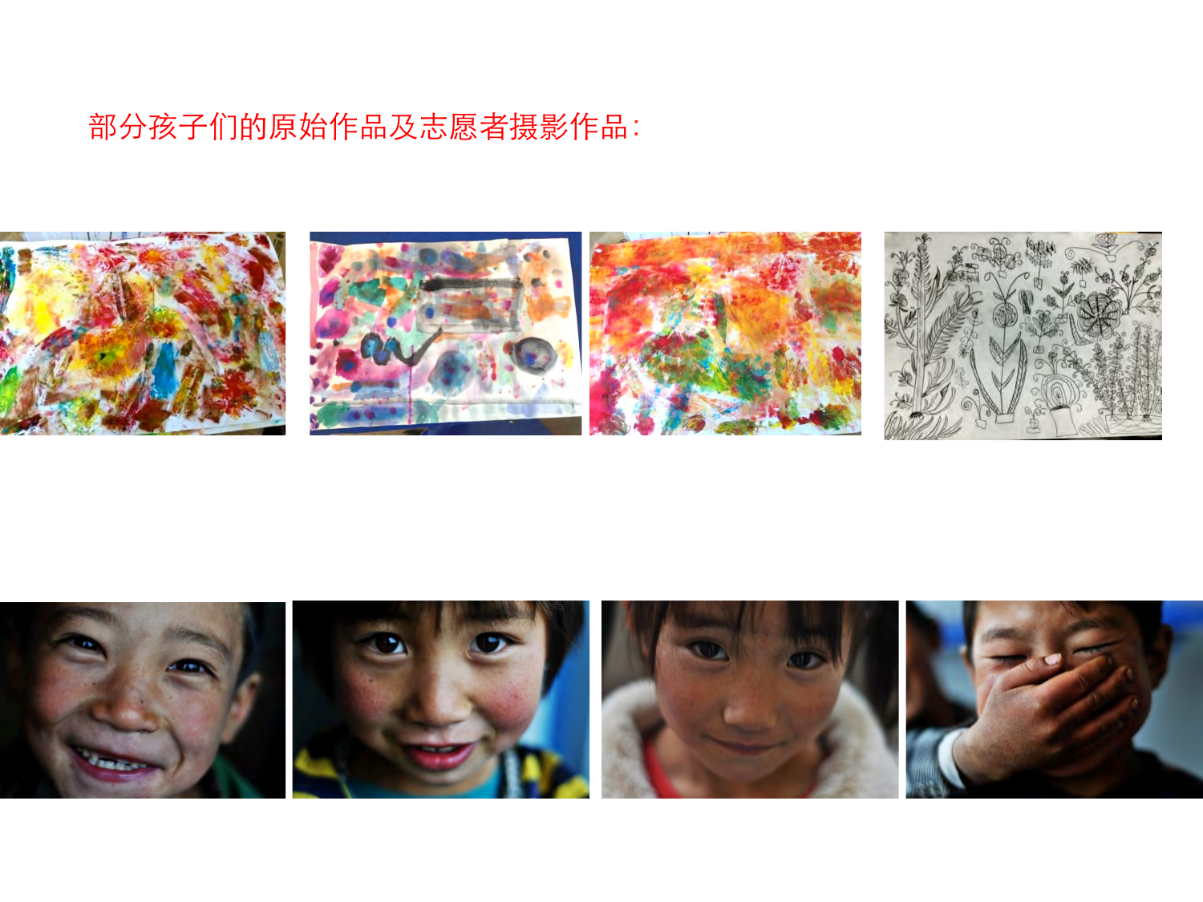部分孩子们的原始作品及志愿者摄影作品：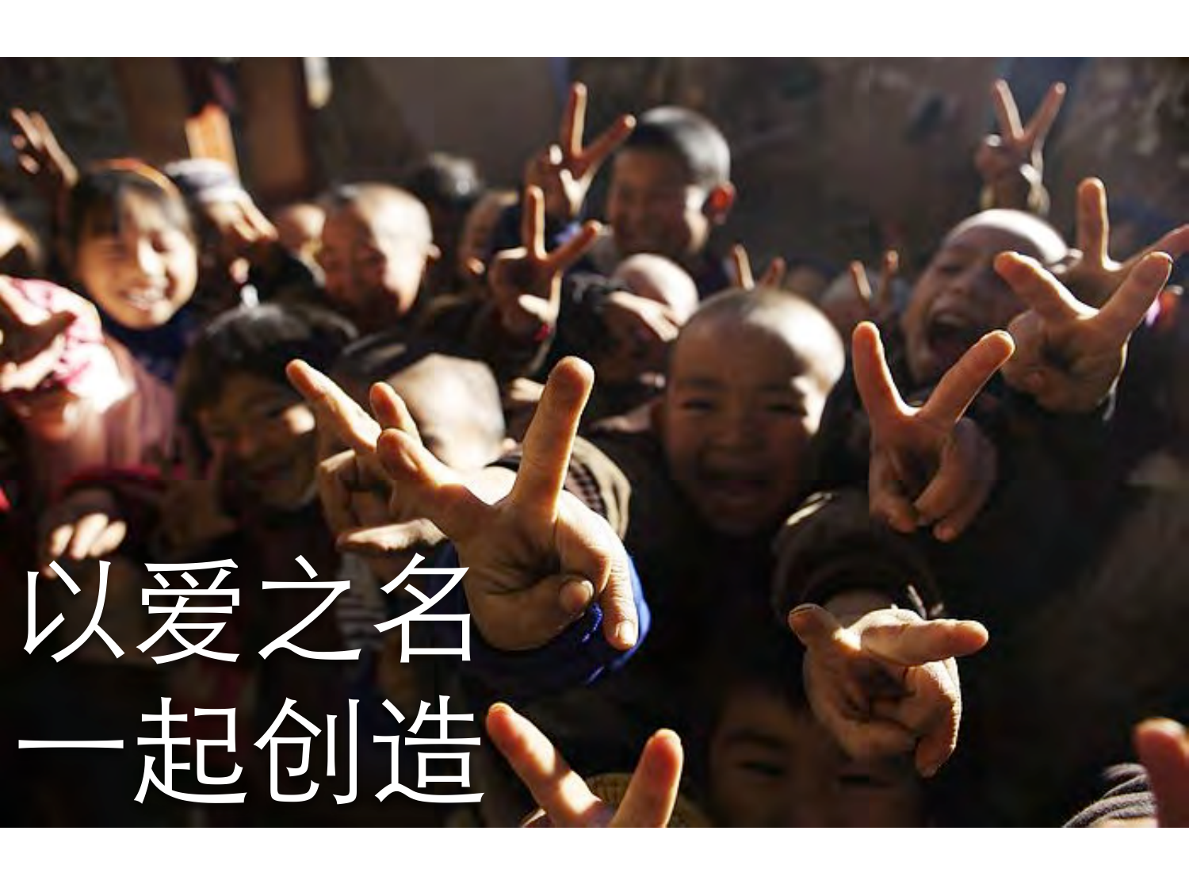以爱之名
一起创造